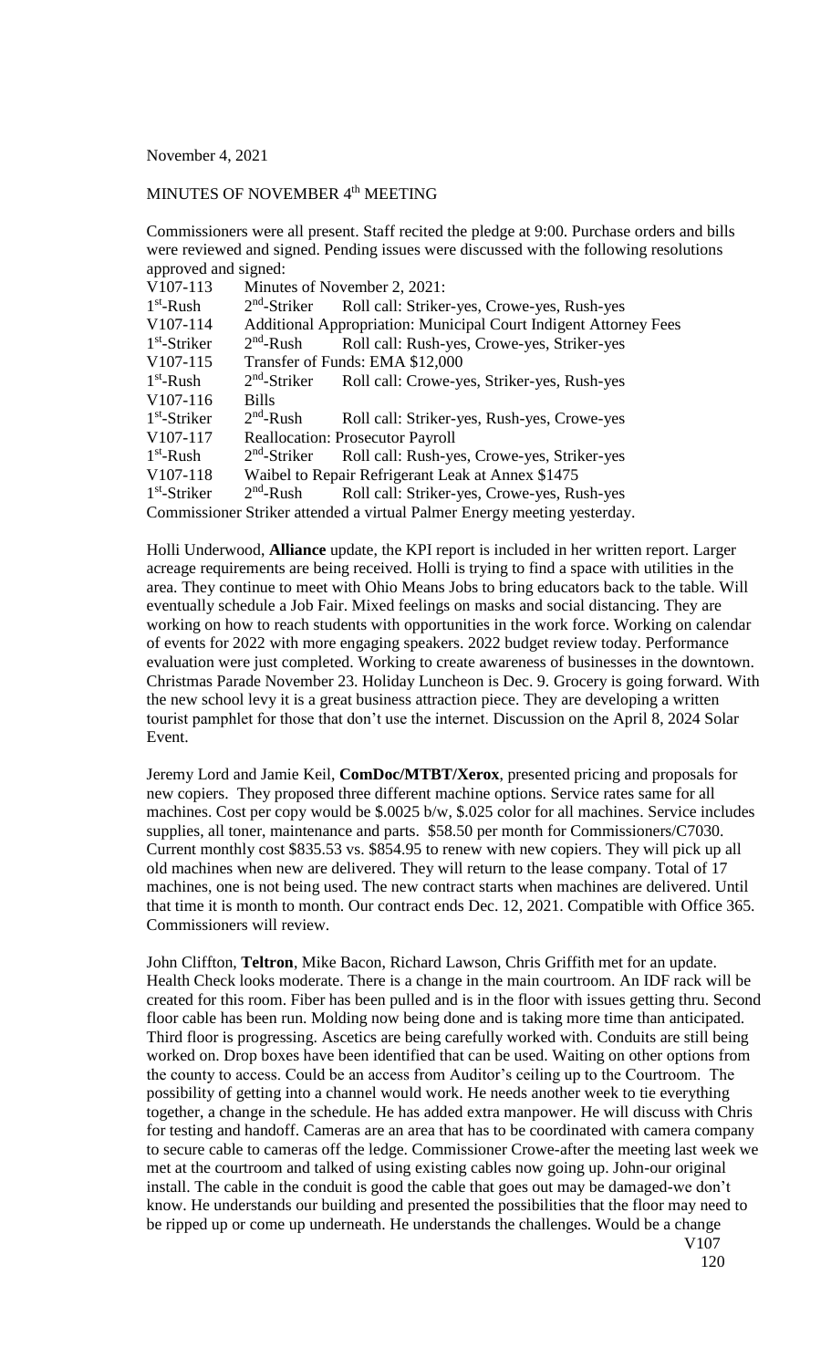November 4, 2021

MINUTES OF NOVEMBER 4th MEETING

Commissioners were all present. Staff recited the pledge at 9:00. Purchase orders and bills were reviewed and signed. Pending issues were discussed with the following resolutions approved and signed:

| | | |
|---|---|---|
| V107-113 | Minutes of November 2, 2021: | |
| 1st-Rush | 2nd-Striker | Roll call: Striker-yes, Crowe-yes, Rush-yes |
| V107-114 | Additional Appropriation: Municipal Court Indigent Attorney Fees | |
| 1st-Striker | 2nd-Rush | Roll call: Rush-yes, Crowe-yes, Striker-yes |
| V107-115 | Transfer of Funds: EMA $12,000 | |
| 1st-Rush | 2nd-Striker | Roll call: Crowe-yes, Striker-yes, Rush-yes |
| V107-116 | Bills | |
| 1st-Striker | 2nd-Rush | Roll call: Striker-yes, Rush-yes, Crowe-yes |
| V107-117 | Reallocation: Prosecutor Payroll | |
| 1st-Rush | 2nd-Striker | Roll call: Rush-yes, Crowe-yes, Striker-yes |
| V107-118 | Waibel to Repair Refrigerant Leak at Annex $1475 | |
| 1st-Striker | 2nd-Rush | Roll call: Striker-yes, Crowe-yes, Rush-yes |

Commissioner Striker attended a virtual Palmer Energy meeting yesterday.

Holli Underwood, **Alliance** update, the KPI report is included in her written report. Larger acreage requirements are being received. Holli is trying to find a space with utilities in the area. They continue to meet with Ohio Means Jobs to bring educators back to the table. Will eventually schedule a Job Fair. Mixed feelings on masks and social distancing. They are working on how to reach students with opportunities in the work force. Working on calendar of events for 2022 with more engaging speakers. 2022 budget review today. Performance evaluation were just completed. Working to create awareness of businesses in the downtown. Christmas Parade November 23. Holiday Luncheon is Dec. 9. Grocery is going forward. With the new school levy it is a great business attraction piece. They are developing a written tourist pamphlet for those that don't use the internet. Discussion on the April 8, 2024 Solar Event.

Jeremy Lord and Jamie Keil, **ComDoc/MTBT/Xerox**, presented pricing and proposals for new copiers. They proposed three different machine options. Service rates same for all machines. Cost per copy would be $.0025 b/w, $.025 color for all machines. Service includes supplies, all toner, maintenance and parts. $58.50 per month for Commissioners/C7030. Current monthly cost $835.53 vs. $854.95 to renew with new copiers. They will pick up all old machines when new are delivered. They will return to the lease company. Total of 17 machines, one is not being used. The new contract starts when machines are delivered. Until that time it is month to month. Our contract ends Dec. 12, 2021. Compatible with Office 365. Commissioners will review.

John Cliffton, **Teltron**, Mike Bacon, Richard Lawson, Chris Griffith met for an update. Health Check looks moderate. There is a change in the main courtroom. An IDF rack will be created for this room. Fiber has been pulled and is in the floor with issues getting thru. Second floor cable has been run. Molding now being done and is taking more time than anticipated. Third floor is progressing. Ascetics are being carefully worked with. Conduits are still being worked on. Drop boxes have been identified that can be used. Waiting on other options from the county to access. Could be an access from Auditor's ceiling up to the Courtroom. The possibility of getting into a channel would work. He needs another week to tie everything together, a change in the schedule. He has added extra manpower. He will discuss with Chris for testing and handoff. Cameras are an area that has to be coordinated with camera company to secure cable to cameras off the ledge. Commissioner Crowe-after the meeting last week we met at the courtroom and talked of using existing cables now going up. John-our original install. The cable in the conduit is good the cable that goes out may be damaged-we don't know. He understands our building and presented the possibilities that the floor may need to be ripped up or come up underneath. He understands the challenges. Would be a change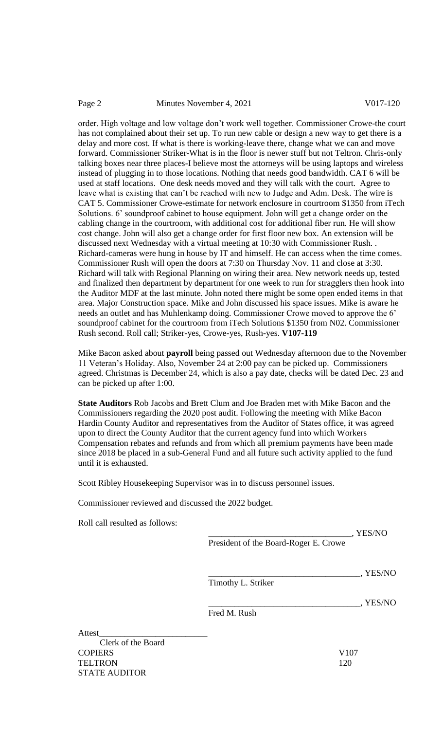order. High voltage and low voltage don't work well together. Commissioner Crowe-the court has not complained about their set up. To run new cable or design a new way to get there is a delay and more cost. If what is there is working-leave there, change what we can and move forward. Commissioner Striker-What is in the floor is newer stuff but not Teltron. Chris-only talking boxes near three places-I believe most the attorneys will be using laptops and wireless instead of plugging in to those locations. Nothing that needs good bandwidth. CAT 6 will be used at staff locations. One desk needs moved and they will talk with the court. Agree to leave what is existing that can't be reached with new to Judge and Adm. Desk. The wire is CAT 5. Commissioner Crowe-estimate for network enclosure in courtroom $1350 from iTech Solutions. 6' soundproof cabinet to house equipment. John will get a change order on the cabling change in the courtroom, with additional cost for additional fiber run. He will show cost change. John will also get a change order for first floor new box. An extension will be discussed next Wednesday with a virtual meeting at 10:30 with Commissioner Rush. . Richard-cameras were hung in house by IT and himself. He can access when the time comes. Commissioner Rush will open the doors at 7:30 on Thursday Nov. 11 and close at 3:30. Richard will talk with Regional Planning on wiring their area. New network needs up, tested and finalized then department by department for one week to run for stragglers then hook into the Auditor MDF at the last minute. John noted there might be some open ended items in that area. Major Construction space. Mike and John discussed his space issues. Mike is aware he needs an outlet and has Muhlenkamp doing. Commissioner Crowe moved to approve the 6' soundproof cabinet for the courtroom from iTech Solutions $1350 from N02. Commissioner Rush second. Roll call; Striker-yes, Crowe-yes, Rush-yes. **V107-119**

Mike Bacon asked about **payroll** being passed out Wednesday afternoon due to the November 11 Veteran's Holiday. Also, November 24 at 2:00 pay can be picked up. Commissioners agreed. Christmas is December 24, which is also a pay date, checks will be dated Dec. 23 and can be picked up after 1:00.

**State Auditors** Rob Jacobs and Brett Clum and Joe Braden met with Mike Bacon and the Commissioners regarding the 2020 post audit. Following the meeting with Mike Bacon Hardin County Auditor and representatives from the Auditor of States office, it was agreed upon to direct the County Auditor that the current agency fund into which Workers Compensation rebates and refunds and from which all premium payments have been made since 2018 be placed in a sub-General Fund and all future such activity applied to the fund until it is exhausted.

Scott Ribley Housekeeping Supervisor was in to discuss personnel issues.

Commissioner reviewed and discussed the 2022 budget.

Roll call resulted as follows:

________________________________, YES/NO
President of the Board-Roger E. Crowe

________________________________, YES/NO
Timothy L. Striker

________________________________, YES/NO
Fred M. Rush

Attest________________________
Clerk of the Board

COPIERS
TELTRON
STATE AUDITOR

V107
120